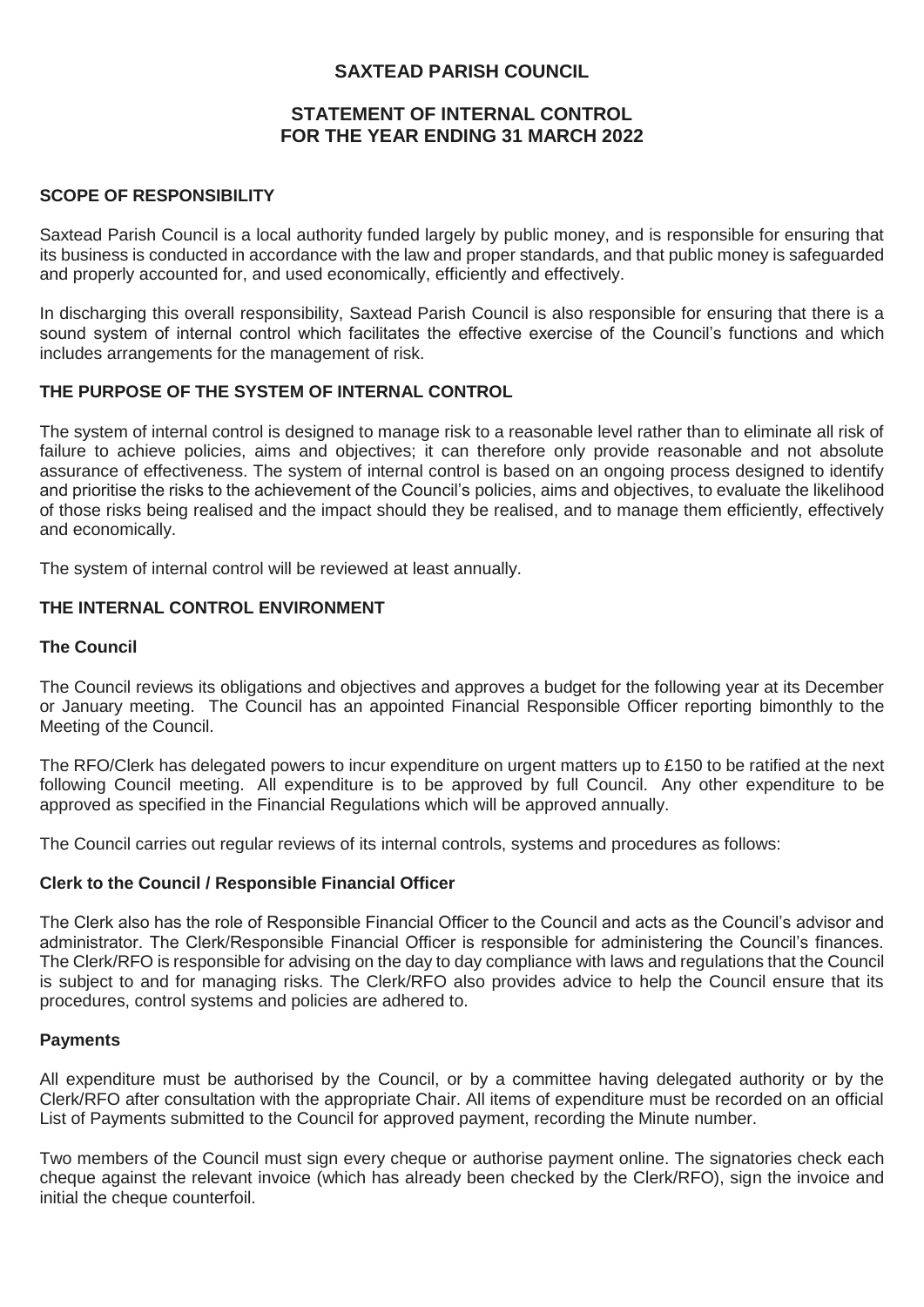# SAXTEAD PARISH COUNCIL

## STATEMENT OF INTERNAL CONTROL FOR THE YEAR ENDING 31 MARCH 2022

### SCOPE OF RESPONSIBILITY

Saxtead Parish Council is a local authority funded largely by public money, and is responsible for ensuring that its business is conducted in accordance with the law and proper standards, and that public money is safeguarded and properly accounted for, and used economically, efficiently and effectively.

In discharging this overall responsibility, Saxtead Parish Council is also responsible for ensuring that there is a sound system of internal control which facilitates the effective exercise of the Council's functions and which includes arrangements for the management of risk.

### THE PURPOSE OF THE SYSTEM OF INTERNAL CONTROL

The system of internal control is designed to manage risk to a reasonable level rather than to eliminate all risk of failure to achieve policies, aims and objectives; it can therefore only provide reasonable and not absolute assurance of effectiveness. The system of internal control is based on an ongoing process designed to identify and prioritise the risks to the achievement of the Council's policies, aims and objectives, to evaluate the likelihood of those risks being realised and the impact should they be realised, and to manage them efficiently, effectively and economically.

The system of internal control will be reviewed at least annually.

### THE INTERNAL CONTROL ENVIRONMENT

#### The Council

The Council reviews its obligations and objectives and approves a budget for the following year at its December or January meeting. The Council has an appointed Financial Responsible Officer reporting bimonthly to the Meeting of the Council.

The RFO/Clerk has delegated powers to incur expenditure on urgent matters up to £150 to be ratified at the next following Council meeting. All expenditure is to be approved by full Council. Any other expenditure to be approved as specified in the Financial Regulations which will be approved annually.

The Council carries out regular reviews of its internal controls, systems and procedures as follows:

#### Clerk to the Council / Responsible Financial Officer

The Clerk also has the role of Responsible Financial Officer to the Council and acts as the Council's advisor and administrator. The Clerk/Responsible Financial Officer is responsible for administering the Council's finances. The Clerk/RFO is responsible for advising on the day to day compliance with laws and regulations that the Council is subject to and for managing risks. The Clerk/RFO also provides advice to help the Council ensure that its procedures, control systems and policies are adhered to.

#### Payments

All expenditure must be authorised by the Council, or by a committee having delegated authority or by the Clerk/RFO after consultation with the appropriate Chair. All items of expenditure must be recorded on an official List of Payments submitted to the Council for approved payment, recording the Minute number.

Two members of the Council must sign every cheque or authorise payment online. The signatories check each cheque against the relevant invoice (which has already been checked by the Clerk/RFO), sign the invoice and initial the cheque counterfoil.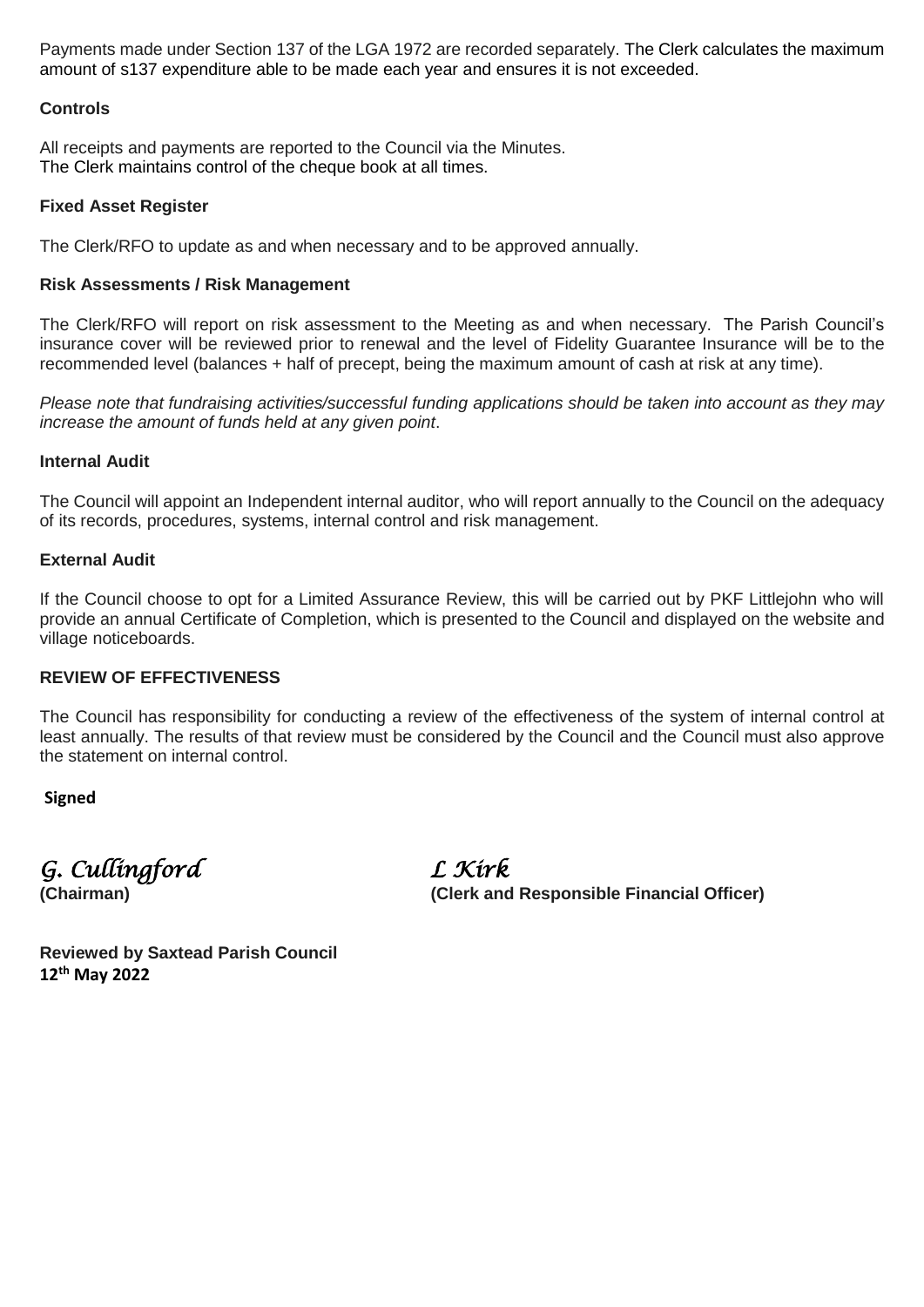Payments made under Section 137 of the LGA 1972 are recorded separately. The Clerk calculates the maximum amount of s137 expenditure able to be made each year and ensures it is not exceeded.

**Controls**

All receipts and payments are reported to the Council via the Minutes.
The Clerk maintains control of the cheque book at all times.

**Fixed Asset Register**

The Clerk/RFO to update as and when necessary and to be approved annually.

**Risk Assessments / Risk Management**

The Clerk/RFO will report on risk assessment to the Meeting as and when necessary. The Parish Council's insurance cover will be reviewed prior to renewal and the level of Fidelity Guarantee Insurance will be to the recommended level (balances + half of precept, being the maximum amount of cash at risk at any time).

*Please note that fundraising activities/successful funding applications should be taken into account as they may increase the amount of funds held at any given point*.

**Internal Audit**

The Council will appoint an Independent internal auditor, who will report annually to the Council on the adequacy of its records, procedures, systems, internal control and risk management.

**External Audit**

If the Council choose to opt for a Limited Assurance Review, this will be carried out by PKF Littlejohn who will provide an annual Certificate of Completion, which is presented to the Council and displayed on the website and village noticeboards.

**REVIEW OF EFFECTIVENESS**

The Council has responsibility for conducting a review of the effectiveness of the system of internal control at least annually. The results of that review must be considered by the Council and the Council must also approve the statement on internal control.

**Signed**

*G. Cullingford*
**(Chairman)**

*L Kirk*
**(Clerk and Responsible Financial Officer)**

**Reviewed by Saxtead Parish Council**
**12th May 2022**